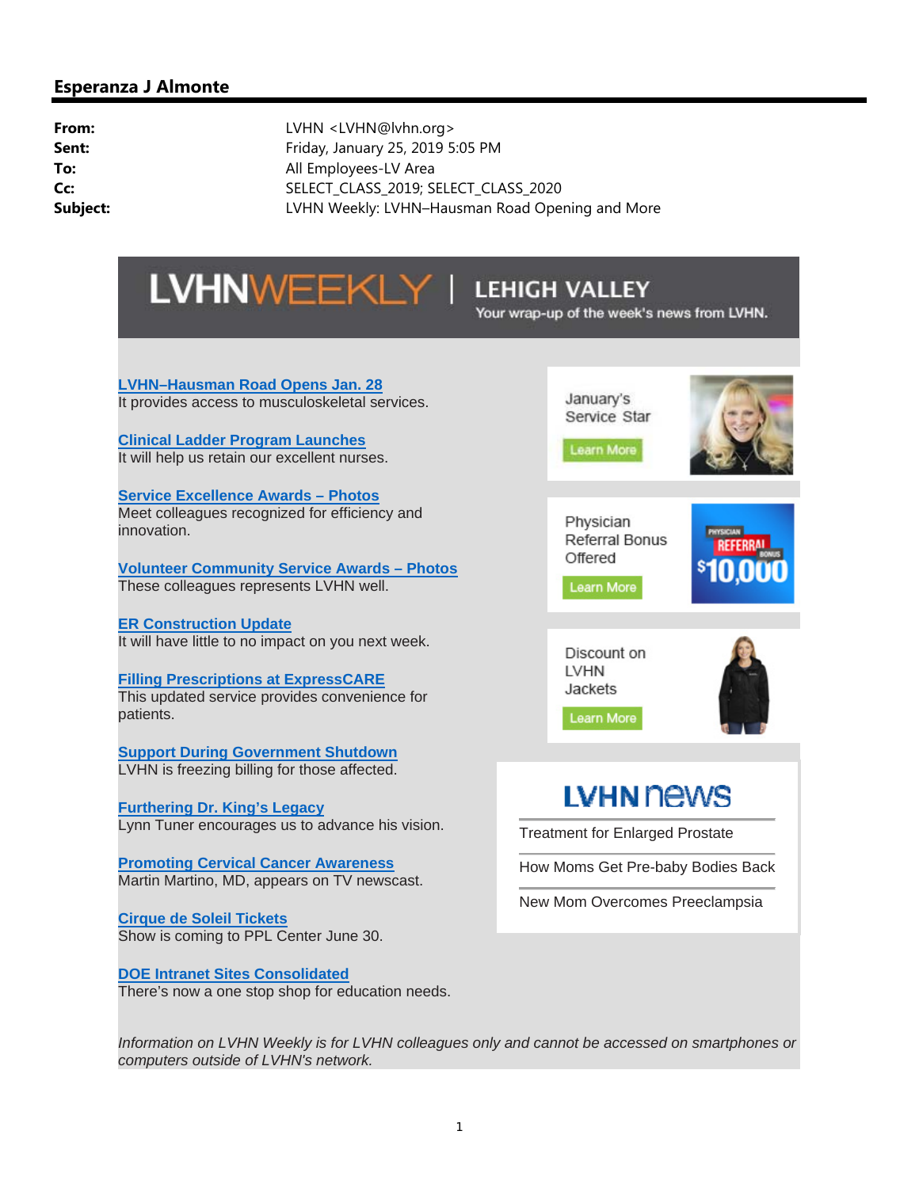## Esperanza J Almonte

**From:** LVHN <LVHN@lvhn.org>
**Sent:** Friday, January 25, 2019 5:05 PM
**To:** All Employees-LV Area
**Cc:** SELECT_CLASS_2019; SELECT_CLASS_2020
**Subject:** LVHN Weekly: LVHN–Hausman Road Opening and More

# LVHNWEEKLY | LEHIGH VALLEY

Your wrap-up of the week's news from LVHN.

**LVHN–Hausman Road Opens Jan. 28**
It provides access to musculoskeletal services.

**Clinical Ladder Program Launches**
It will help us retain our excellent nurses.

**Service Excellence Awards – Photos**
Meet colleagues recognized for efficiency and innovation.

**Volunteer Community Service Awards – Photos**
These colleagues represents LVHN well.

**ER Construction Update**
It will have little to no impact on you next week.

**Filling Prescriptions at ExpressCARE**
This updated service provides convenience for patients.

**Support During Government Shutdown**
LVHN is freezing billing for those affected.

**Furthering Dr. King's Legacy**
Lynn Tuner encourages us to advance his vision.

**Promoting Cervical Cancer Awareness**
Martin Martino, MD, appears on TV newscast.

**Cirque de Soleil Tickets**
Show is coming to PPL Center June 30.

**DOE Intranet Sites Consolidated**
There's now a one stop shop for education needs.

January's Service Star
Learn More

Physician Referral Bonus Offered
Learn More

PHYSICIAN REFERRAL BONUS $10,000

Discount on LVHN Jackets
Learn More

## LVHN news

Treatment for Enlarged Prostate

How Moms Get Pre-baby Bodies Back

New Mom Overcomes Preeclampsia

*Information on LVHN Weekly is for LVHN colleagues only and cannot be accessed on smartphones or computers outside of LVHN's network.*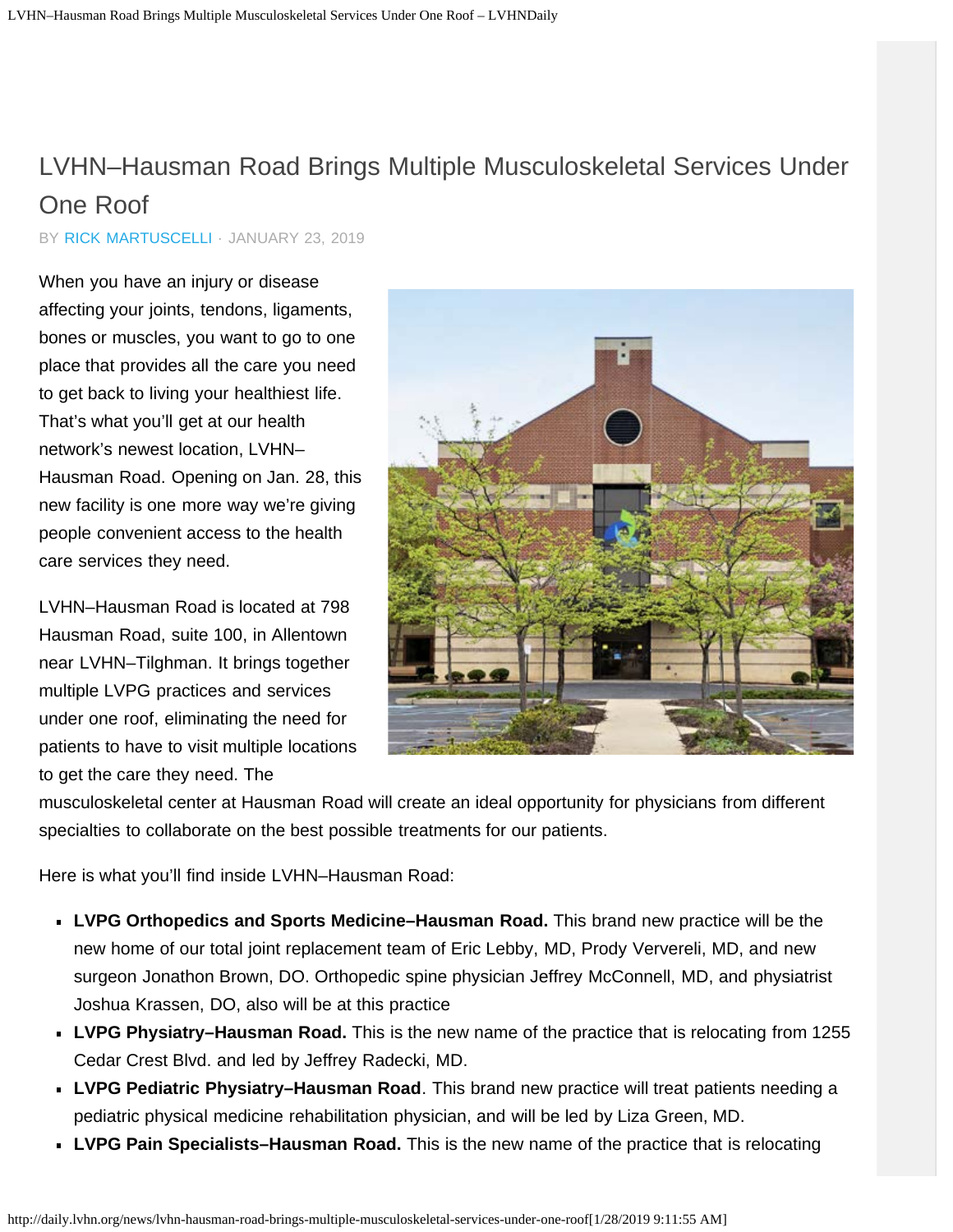# LVHN–Hausman Road Brings Multiple Musculoskeletal Services Under One Roof

BY RICK MARTUSCELLI · JANUARY 23, 2019

When you have an injury or disease affecting your joints, tendons, ligaments, bones or muscles, you want to go to one place that provides all the care you need to get back to living your healthiest life. That's what you'll get at our health network's newest location, LVHN–Hausman Road. Opening on Jan. 28, this new facility is one more way we're giving people convenient access to the health care services they need.

LVHN–Hausman Road is located at 798 Hausman Road, suite 100, in Allentown near LVHN–Tilghman. It brings together multiple LVPG practices and services under one roof, eliminating the need for patients to have to visit multiple locations to get the care they need. The musculoskeletal center at Hausman Road will create an ideal opportunity for physicians from different specialties to collaborate on the best possible treatments for our patients.

Here is what you'll find inside LVHN–Hausman Road:

- **LVPG Orthopedics and Sports Medicine–Hausman Road.** This brand new practice will be the new home of our total joint replacement team of Eric Lebby, MD, Prody Ververeli, MD, and new surgeon Jonathon Brown, DO. Orthopedic spine physician Jeffrey McConnell, MD, and physiatrist Joshua Krassen, DO, also will be at this practice
- **LVPG Physiatry–Hausman Road.** This is the new name of the practice that is relocating from 1255 Cedar Crest Blvd. and led by Jeffrey Radecki, MD.
- **LVPG Pediatric Physiatry–Hausman Road**. This brand new practice will treat patients needing a pediatric physical medicine rehabilitation physician, and will be led by Liza Green, MD.
- **LVPG Pain Specialists–Hausman Road.** This is the new name of the practice that is relocating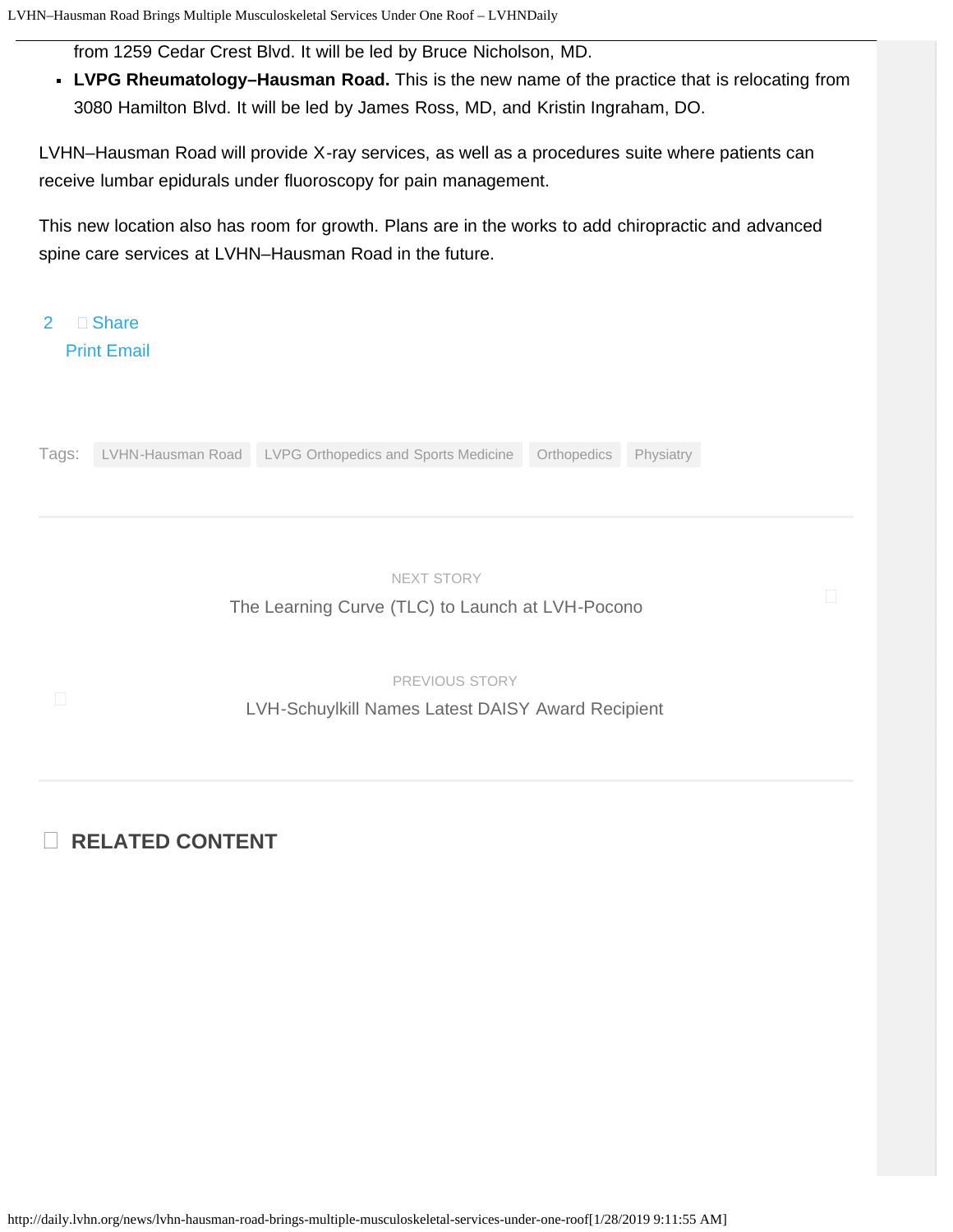from 1259 Cedar Crest Blvd. It will be led by Bruce Nicholson, MD.

- **LVPG Rheumatology–Hausman Road.** This is the new name of the practice that is relocating from 3080 Hamilton Blvd. It will be led by James Ross, MD, and Kristin Ingraham, DO.

LVHN–Hausman Road will provide X-ray services, as well as a procedures suite where patients can receive lumbar epidurals under fluoroscopy for pain management.

This new location also has room for growth. Plans are in the works to add chiropractic and advanced spine care services at LVHN–Hausman Road in the future.

2 Share
Print Email

Tags: LVHN-Hausman Road | LVPG Orthopedics and Sports Medicine | Orthopedics | Physiatry

NEXT STORY
The Learning Curve (TLC) to Launch at LVH-Pocono

PREVIOUS STORY
LVH-Schuylkill Names Latest DAISY Award Recipient

## RELATED CONTENT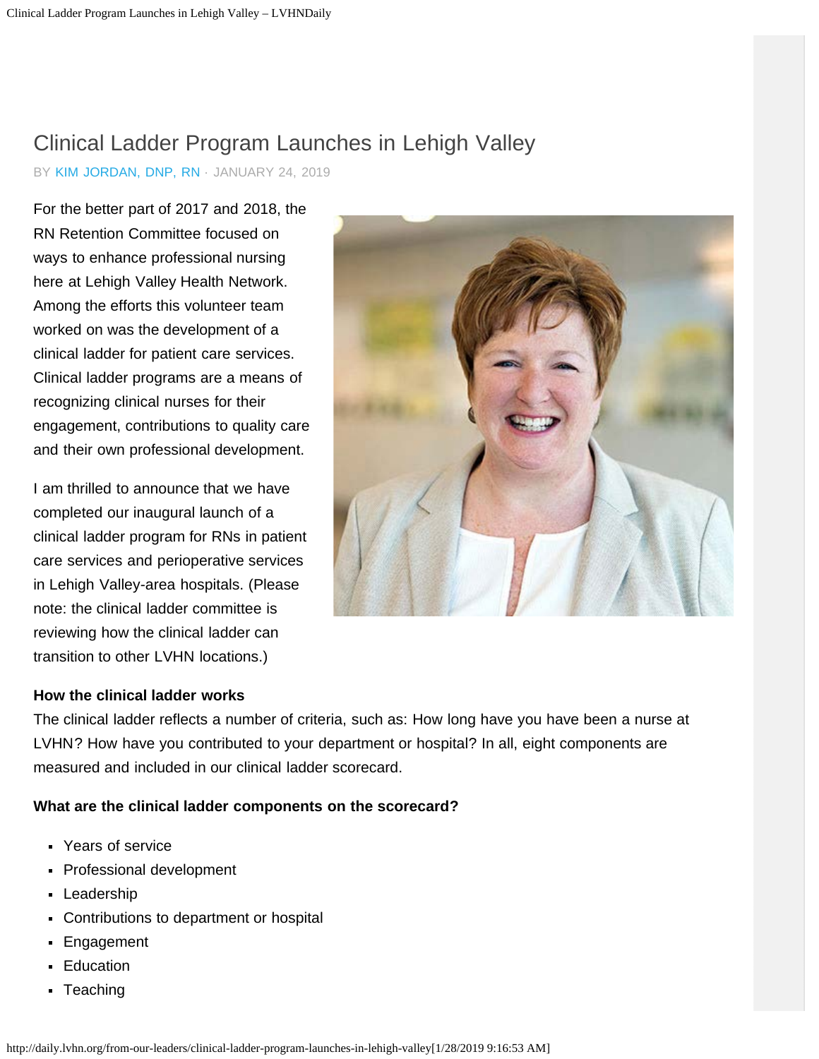# Clinical Ladder Program Launches in Lehigh Valley

BY KIM JORDAN, DNP, RN · JANUARY 24, 2019

For the better part of 2017 and 2018, the RN Retention Committee focused on ways to enhance professional nursing here at Lehigh Valley Health Network. Among the efforts this volunteer team worked on was the development of a clinical ladder for patient care services. Clinical ladder programs are a means of recognizing clinical nurses for their engagement, contributions to quality care and their own professional development.

I am thrilled to announce that we have completed our inaugural launch of a clinical ladder program for RNs in patient care services and perioperative services in Lehigh Valley-area hospitals. (Please note: the clinical ladder committee is reviewing how the clinical ladder can transition to other LVHN locations.)

**How the clinical ladder works**

The clinical ladder reflects a number of criteria, such as: How long have you have been a nurse at LVHN? How have you contributed to your department or hospital? In all, eight components are measured and included in our clinical ladder scorecard.

**What are the clinical ladder components on the scorecard?**

- Years of service
- Professional development
- Leadership
- Contributions to department or hospital
- Engagement
- Education
- Teaching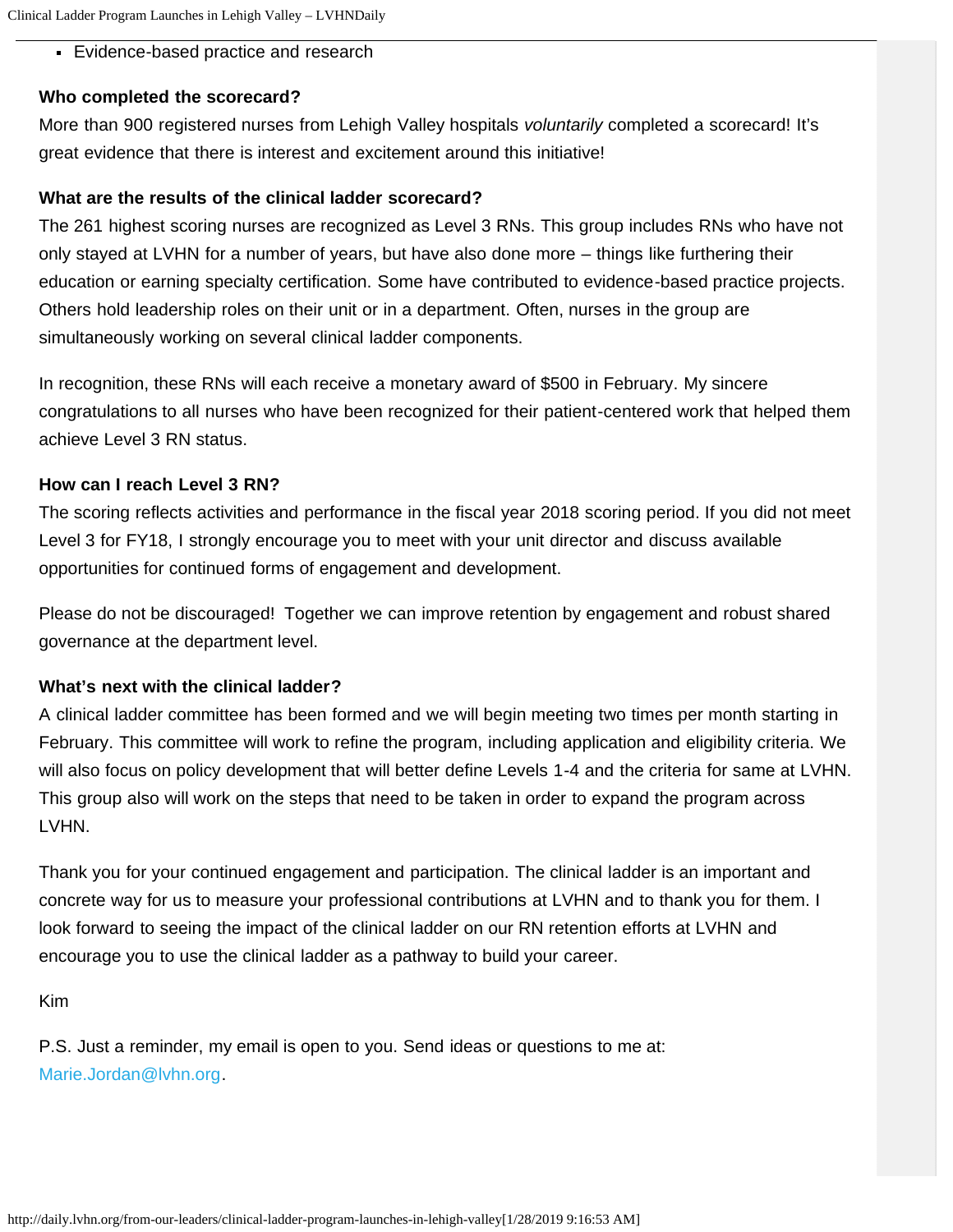- Evidence-based practice and research

**Who completed the scorecard?**

More than 900 registered nurses from Lehigh Valley hospitals *voluntarily* completed a scorecard! It's great evidence that there is interest and excitement around this initiative!

**What are the results of the clinical ladder scorecard?**

The 261 highest scoring nurses are recognized as Level 3 RNs. This group includes RNs who have not only stayed at LVHN for a number of years, but have also done more – things like furthering their education or earning specialty certification. Some have contributed to evidence-based practice projects. Others hold leadership roles on their unit or in a department. Often, nurses in the group are simultaneously working on several clinical ladder components.

In recognition, these RNs will each receive a monetary award of $500 in February. My sincere congratulations to all nurses who have been recognized for their patient-centered work that helped them achieve Level 3 RN status.

**How can I reach Level 3 RN?**

The scoring reflects activities and performance in the fiscal year 2018 scoring period. If you did not meet Level 3 for FY18, I strongly encourage you to meet with your unit director and discuss available opportunities for continued forms of engagement and development.

Please do not be discouraged! Together we can improve retention by engagement and robust shared governance at the department level.

**What's next with the clinical ladder?**

A clinical ladder committee has been formed and we will begin meeting two times per month starting in February. This committee will work to refine the program, including application and eligibility criteria. We will also focus on policy development that will better define Levels 1-4 and the criteria for same at LVHN. This group also will work on the steps that need to be taken in order to expand the program across LVHN.

Thank you for your continued engagement and participation. The clinical ladder is an important and concrete way for us to measure your professional contributions at LVHN and to thank you for them. I look forward to seeing the impact of the clinical ladder on our RN retention efforts at LVHN and encourage you to use the clinical ladder as a pathway to build your career.

Kim

P.S. Just a reminder, my email is open to you. Send ideas or questions to me at: Marie.Jordan@lvhn.org.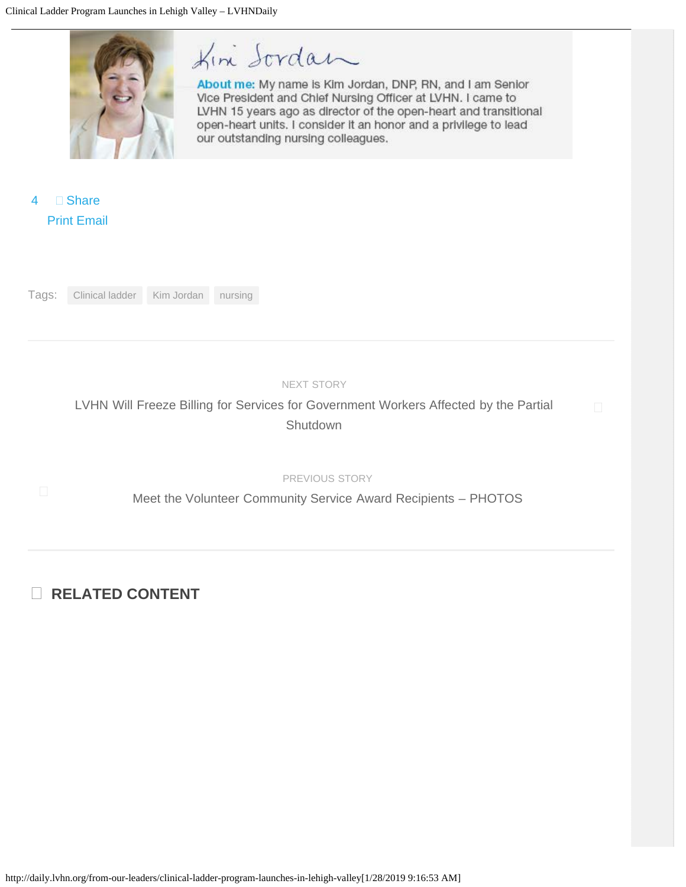Kim Jordan

**About me:** My name is Kim Jordan, DNP, RN, and I am Senior Vice President and Chief Nursing Officer at LVHN. I came to LVHN 15 years ago as director of the open-heart and transitional open-heart units. I consider it an honor and a privilege to lead our outstanding nursing colleagues.

4 Share
Print Email

Tags: Clinical ladder Kim Jordan nursing

NEXT STORY

LVHN Will Freeze Billing for Services for Government Workers Affected by the Partial Shutdown

PREVIOUS STORY

Meet the Volunteer Community Service Award Recipients – PHOTOS

## RELATED CONTENT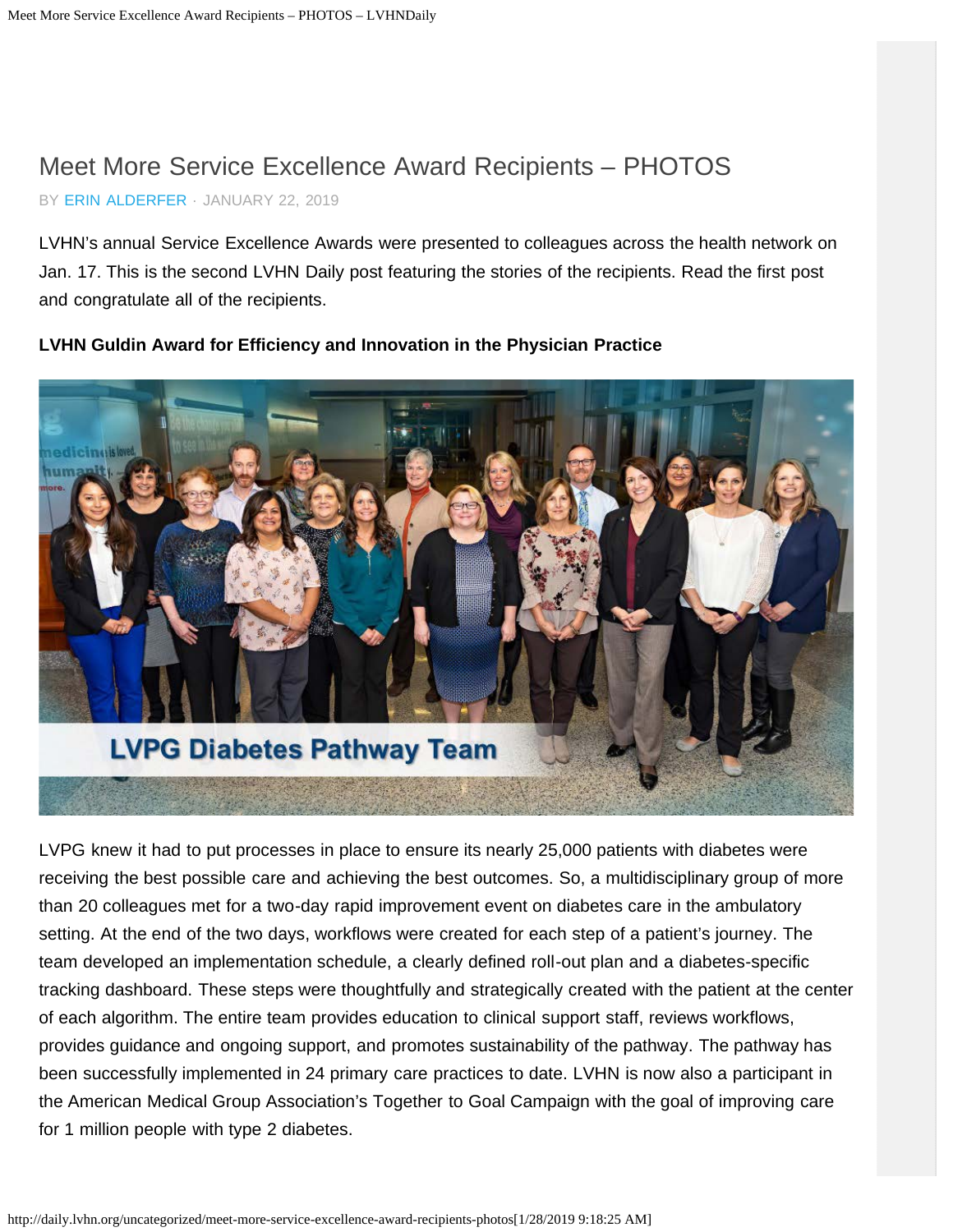# Meet More Service Excellence Award Recipients – PHOTOS

BY ERIN ALDERFER · JANUARY 22, 2019

LVHN's annual Service Excellence Awards were presented to colleagues across the health network on Jan. 17. This is the second LVHN Daily post featuring the stories of the recipients. Read the first post and congratulate all of the recipients.

**LVHN Guldin Award for Efficiency and Innovation in the Physician Practice**

LVPG Diabetes Pathway Team

LVPG knew it had to put processes in place to ensure its nearly 25,000 patients with diabetes were receiving the best possible care and achieving the best outcomes. So, a multidisciplinary group of more than 20 colleagues met for a two-day rapid improvement event on diabetes care in the ambulatory setting. At the end of the two days, workflows were created for each step of a patient's journey. The team developed an implementation schedule, a clearly defined roll-out plan and a diabetes-specific tracking dashboard. These steps were thoughtfully and strategically created with the patient at the center of each algorithm. The entire team provides education to clinical support staff, reviews workflows, provides guidance and ongoing support, and promotes sustainability of the pathway. The pathway has been successfully implemented in 24 primary care practices to date. LVHN is now also a participant in the American Medical Group Association's Together to Goal Campaign with the goal of improving care for 1 million people with type 2 diabetes.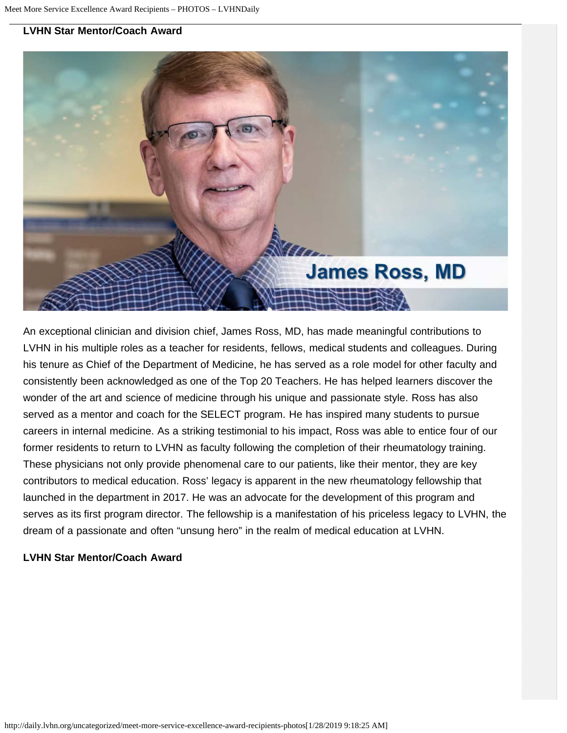**LVHN Star Mentor/Coach Award**

An exceptional clinician and division chief, James Ross, MD, has made meaningful contributions to LVHN in his multiple roles as a teacher for residents, fellows, medical students and colleagues. During his tenure as Chief of the Department of Medicine, he has served as a role model for other faculty and consistently been acknowledged as one of the Top 20 Teachers. He has helped learners discover the wonder of the art and science of medicine through his unique and passionate style. Ross has also served as a mentor and coach for the SELECT program. He has inspired many students to pursue careers in internal medicine. As a striking testimonial to his impact, Ross was able to entice four of our former residents to return to LVHN as faculty following the completion of their rheumatology training. These physicians not only provide phenomenal care to our patients, like their mentor, they are key contributors to medical education. Ross' legacy is apparent in the new rheumatology fellowship that launched in the department in 2017. He was an advocate for the development of this program and serves as its first program director. The fellowship is a manifestation of his priceless legacy to LVHN, the dream of a passionate and often "unsung hero" in the realm of medical education at LVHN.

**LVHN Star Mentor/Coach Award**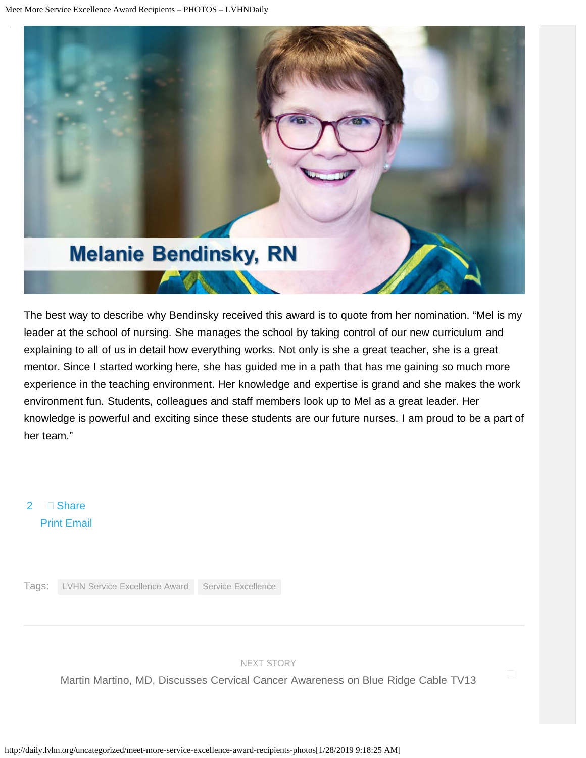**Melanie Bendinsky, RN**

The best way to describe why Bendinsky received this award is to quote from her nomination. “Mel is my leader at the school of nursing. She manages the school by taking control of our new curriculum and explaining to all of us in detail how everything works. Not only is she a great teacher, she is a great mentor. Since I started working here, she has guided me in a path that has me gaining so much more experience in the teaching environment. Her knowledge and expertise is grand and she makes the work environment fun. Students, colleagues and staff members look up to Mel as a great leader. Her knowledge is powerful and exciting since these students are our future nurses. I am proud to be a part of her team.”

2 Share
Print Email

Tags: LVHN Service Excellence Award Service Excellence

NEXT STORY

Martin Martino, MD, Discusses Cervical Cancer Awareness on Blue Ridge Cable TV13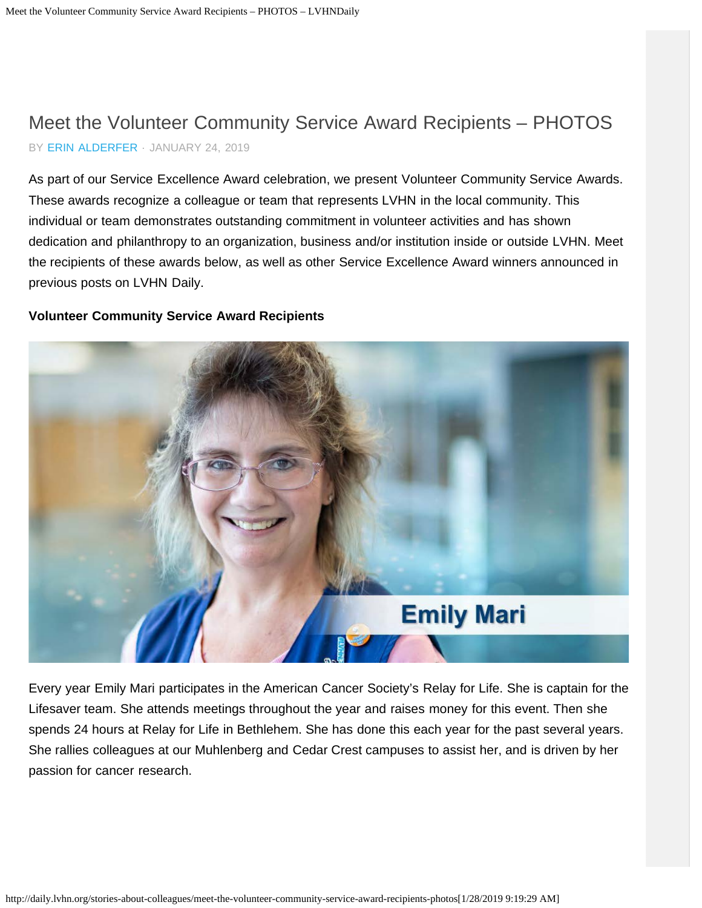# Meet the Volunteer Community Service Award Recipients – PHOTOS

BY ERIN ALDERFER · JANUARY 24, 2019

As part of our Service Excellence Award celebration, we present Volunteer Community Service Awards. These awards recognize a colleague or team that represents LVHN in the local community. This individual or team demonstrates outstanding commitment in volunteer activities and has shown dedication and philanthropy to an organization, business and/or institution inside or outside LVHN. Meet the recipients of these awards below, as well as other Service Excellence Award winners announced in previous posts on LVHN Daily.

**Volunteer Community Service Award Recipients**

Emily Mari

Every year Emily Mari participates in the American Cancer Society's Relay for Life. She is captain for the Lifesaver team. She attends meetings throughout the year and raises money for this event. Then she spends 24 hours at Relay for Life in Bethlehem. She has done this each year for the past several years. She rallies colleagues at our Muhlenberg and Cedar Crest campuses to assist her, and is driven by her passion for cancer research.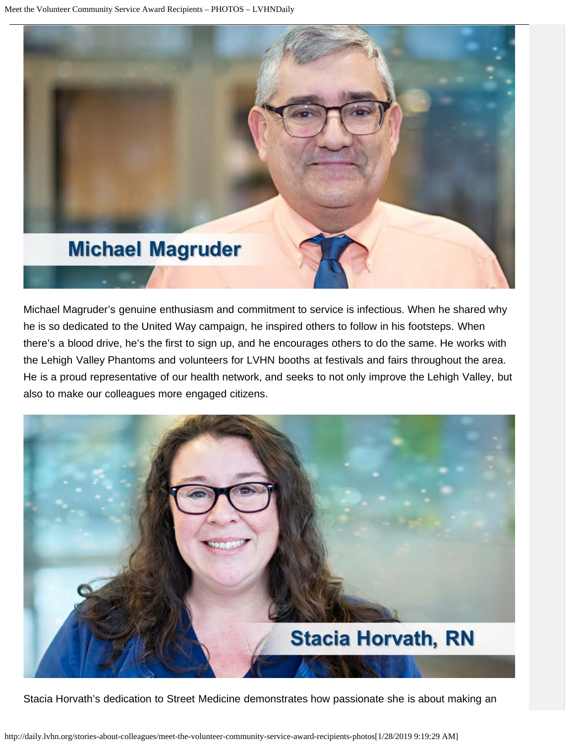Michael Magruder

Michael Magruder's genuine enthusiasm and commitment to service is infectious. When he shared why he is so dedicated to the United Way campaign, he inspired others to follow in his footsteps. When there's a blood drive, he's the first to sign up, and he encourages others to do the same. He works with the Lehigh Valley Phantoms and volunteers for LVHN booths at festivals and fairs throughout the area. He is a proud representative of our health network, and seeks to not only improve the Lehigh Valley, but also to make our colleagues more engaged citizens.

Stacia Horvath, RN

Stacia Horvath's dedication to Street Medicine demonstrates how passionate she is about making an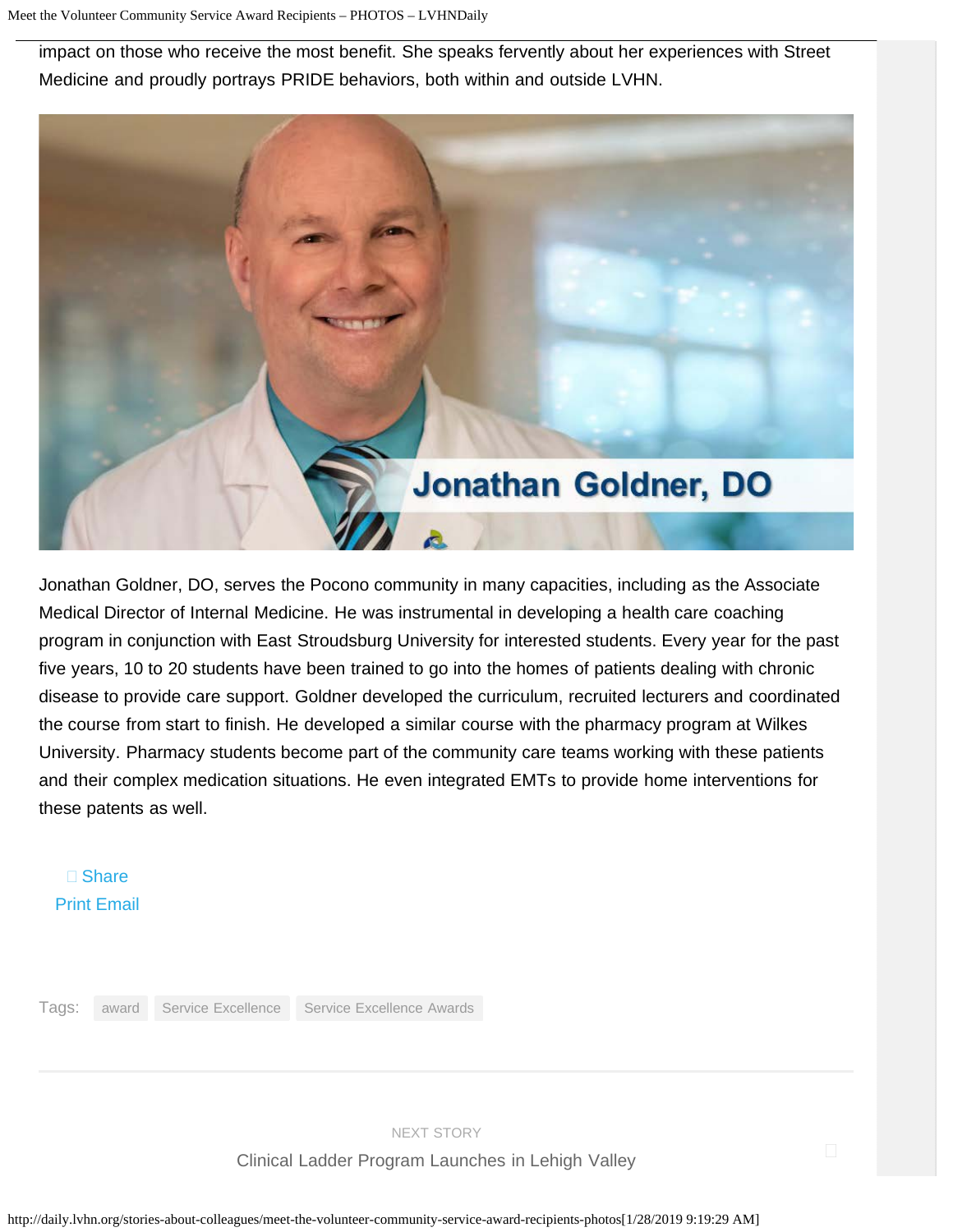impact on those who receive the most benefit. She speaks fervently about her experiences with Street Medicine and proudly portrays PRIDE behaviors, both within and outside LVHN.

Jonathan Goldner, DO

Jonathan Goldner, DO, serves the Pocono community in many capacities, including as the Associate Medical Director of Internal Medicine. He was instrumental in developing a health care coaching program in conjunction with East Stroudsburg University for interested students. Every year for the past five years, 10 to 20 students have been trained to go into the homes of patients dealing with chronic disease to provide care support. Goldner developed the curriculum, recruited lecturers and coordinated the course from start to finish. He developed a similar course with the pharmacy program at Wilkes University. Pharmacy students become part of the community care teams working with these patients and their complex medication situations. He even integrated EMTs to provide home interventions for these patents as well.

Share
Print Email

Tags: award Service Excellence Service Excellence Awards

NEXT STORY

Clinical Ladder Program Launches in Lehigh Valley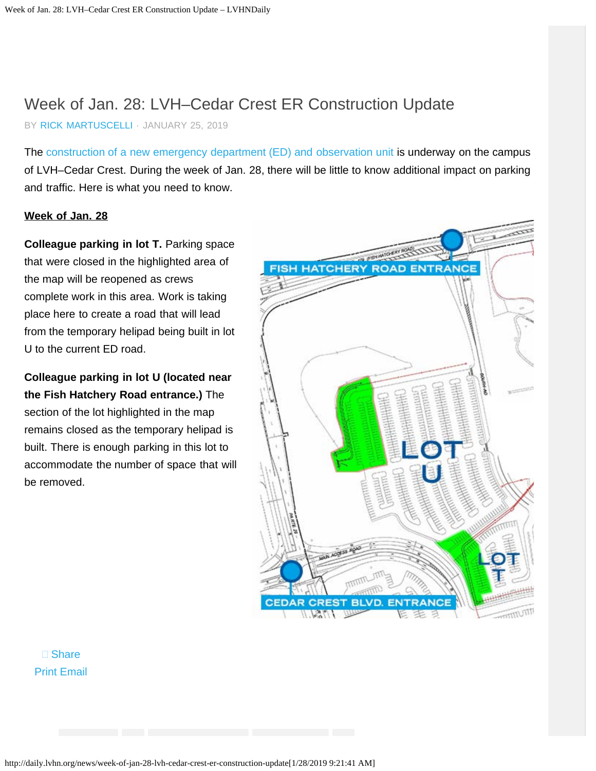# Week of Jan. 28: LVH–Cedar Crest ER Construction Update

BY RICK MARTUSCELLI · JANUARY 25, 2019

The construction of a new emergency department (ED) and observation unit is underway on the campus of LVH–Cedar Crest. During the week of Jan. 28, there will be little to know additional impact on parking and traffic. Here is what you need to know.

**Week of Jan. 28**

**Colleague parking in lot T.** Parking space that were closed in the highlighted area of the map will be reopened as crews complete work in this area. Work is taking place here to create a road that will lead from the temporary helipad being built in lot U to the current ED road.

**Colleague parking in lot U (located near the Fish Hatchery Road entrance.)** The section of the lot highlighted in the map remains closed as the temporary helipad is built. There is enough parking in this lot to accommodate the number of space that will be removed.

Share

Print Email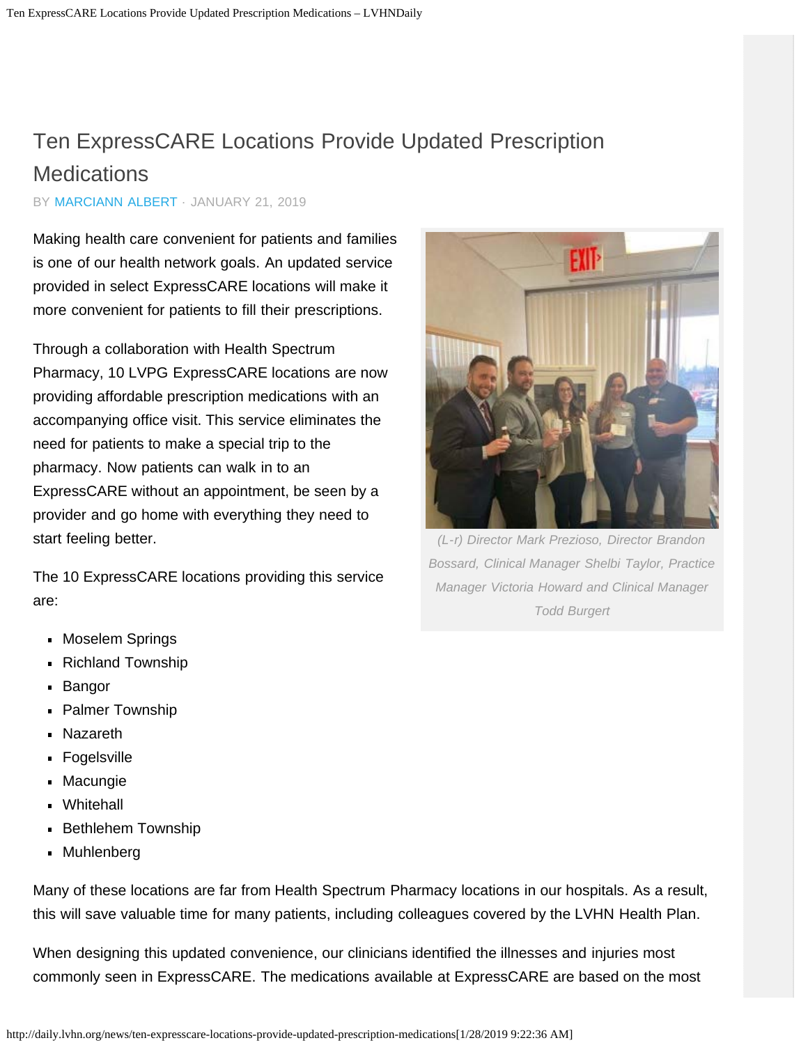# Ten ExpressCARE Locations Provide Updated Prescription Medications

BY MARCIANN ALBERT · JANUARY 21, 2019

Making health care convenient for patients and families is one of our health network goals. An updated service provided in select ExpressCARE locations will make it more convenient for patients to fill their prescriptions.

Through a collaboration with Health Spectrum Pharmacy, 10 LVPG ExpressCARE locations are now providing affordable prescription medications with an accompanying office visit. This service eliminates the need for patients to make a special trip to the pharmacy. Now patients can walk in to an ExpressCARE without an appointment, be seen by a provider and go home with everything they need to start feeling better.

*(L-r) Director Mark Prezioso, Director Brandon Bossard, Clinical Manager Shelbi Taylor, Practice Manager Victoria Howard and Clinical Manager Todd Burgert*

The 10 ExpressCARE locations providing this service are:

- Moselem Springs
- Richland Township
- Bangor
- Palmer Township
- Nazareth
- Fogelsville
- Macungie
- Whitehall
- Bethlehem Township
- Muhlenberg

Many of these locations are far from Health Spectrum Pharmacy locations in our hospitals. As a result, this will save valuable time for many patients, including colleagues covered by the LVHN Health Plan.

When designing this updated convenience, our clinicians identified the illnesses and injuries most commonly seen in ExpressCARE. The medications available at ExpressCARE are based on the most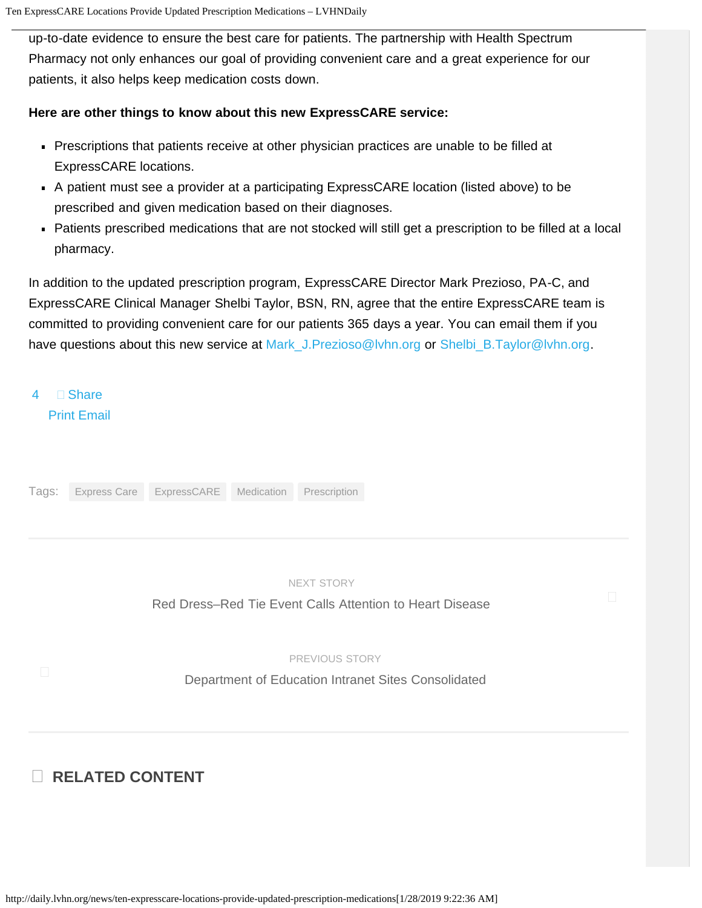up-to-date evidence to ensure the best care for patients. The partnership with Health Spectrum Pharmacy not only enhances our goal of providing convenient care and a great experience for our patients, it also helps keep medication costs down.

**Here are other things to know about this new ExpressCARE service:**

- Prescriptions that patients receive at other physician practices are unable to be filled at ExpressCARE locations.
- A patient must see a provider at a participating ExpressCARE location (listed above) to be prescribed and given medication based on their diagnoses.
- Patients prescribed medications that are not stocked will still get a prescription to be filled at a local pharmacy.

In addition to the updated prescription program, ExpressCARE Director Mark Prezioso, PA-C, and ExpressCARE Clinical Manager Shelbi Taylor, BSN, RN, agree that the entire ExpressCARE team is committed to providing convenient care for our patients 365 days a year. You can email them if you have questions about this new service at Mark_J.Prezioso@lvhn.org or Shelbi_B.Taylor@lvhn.org.

4 Share
Print Email

Tags: Express Care ExpressCARE Medication Prescription

NEXT STORY
Red Dress–Red Tie Event Calls Attention to Heart Disease

PREVIOUS STORY
Department of Education Intranet Sites Consolidated

## RELATED CONTENT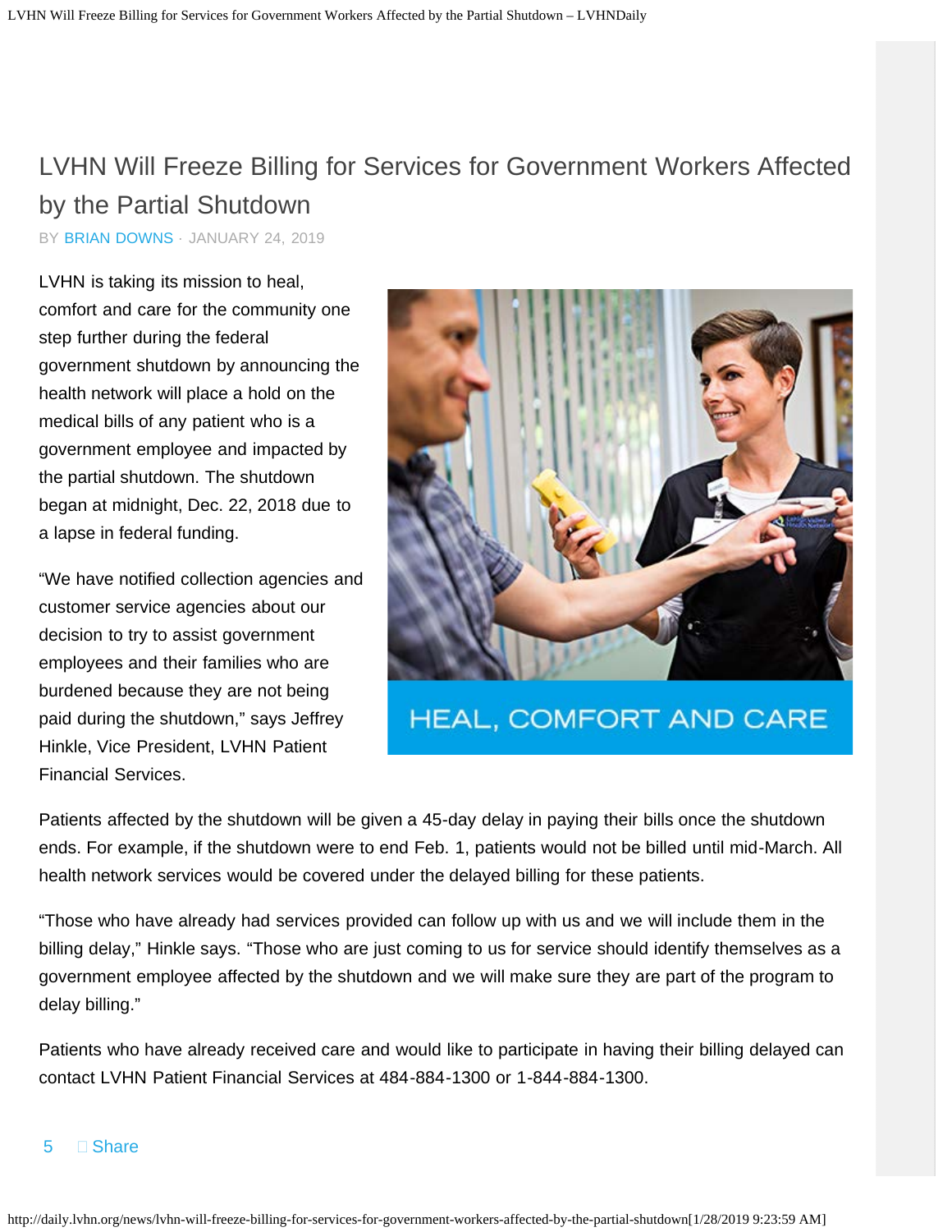# LVHN Will Freeze Billing for Services for Government Workers Affected by the Partial Shutdown

BY BRIAN DOWNS · JANUARY 24, 2019

LVHN is taking its mission to heal, comfort and care for the community one step further during the federal government shutdown by announcing the health network will place a hold on the medical bills of any patient who is a government employee and impacted by the partial shutdown. The shutdown began at midnight, Dec. 22, 2018 due to a lapse in federal funding.

"We have notified collection agencies and customer service agencies about our decision to try to assist government employees and their families who are burdened because they are not being paid during the shutdown," says Jeffrey Hinkle, Vice President, LVHN Patient Financial Services.

HEAL, COMFORT AND CARE

Patients affected by the shutdown will be given a 45-day delay in paying their bills once the shutdown ends. For example, if the shutdown were to end Feb. 1, patients would not be billed until mid-March. All health network services would be covered under the delayed billing for these patients.

"Those who have already had services provided can follow up with us and we will include them in the billing delay," Hinkle says. "Those who are just coming to us for service should identify themselves as a government employee affected by the shutdown and we will make sure they are part of the program to delay billing."

Patients who have already received care and would like to participate in having their billing delayed can contact LVHN Patient Financial Services at 484-884-1300 or 1-844-884-1300.

5 Share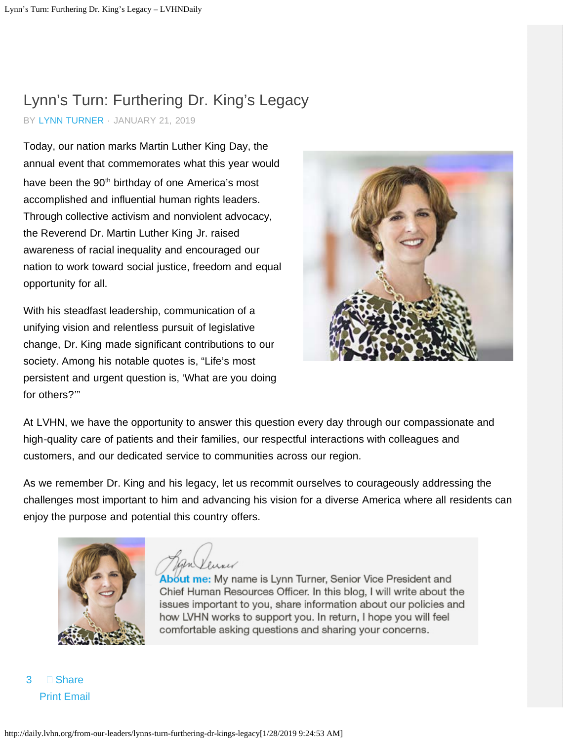# Lynn's Turn: Furthering Dr. King's Legacy

BY LYNN TURNER · JANUARY 21, 2019

Today, our nation marks Martin Luther King Day, the annual event that commemorates what this year would have been the 90th birthday of one America's most accomplished and influential human rights leaders. Through collective activism and nonviolent advocacy, the Reverend Dr. Martin Luther King Jr. raised awareness of racial inequality and encouraged our nation to work toward social justice, freedom and equal opportunity for all.

With his steadfast leadership, communication of a unifying vision and relentless pursuit of legislative change, Dr. King made significant contributions to our society. Among his notable quotes is, "Life's most persistent and urgent question is, 'What are you doing for others?'"

At LVHN, we have the opportunity to answer this question every day through our compassionate and high-quality care of patients and their families, our respectful interactions with colleagues and customers, and our dedicated service to communities across our region.

As we remember Dr. King and his legacy, let us recommit ourselves to courageously addressing the challenges most important to him and advancing his vision for a diverse America where all residents can enjoy the purpose and potential this country offers.

**About me:** My name is Lynn Turner, Senior Vice President and Chief Human Resources Officer. In this blog, I will write about the issues important to you, share information about our policies and how LVHN works to support you. In return, I hope you will feel comfortable asking questions and sharing your concerns.

3 Share
Print Email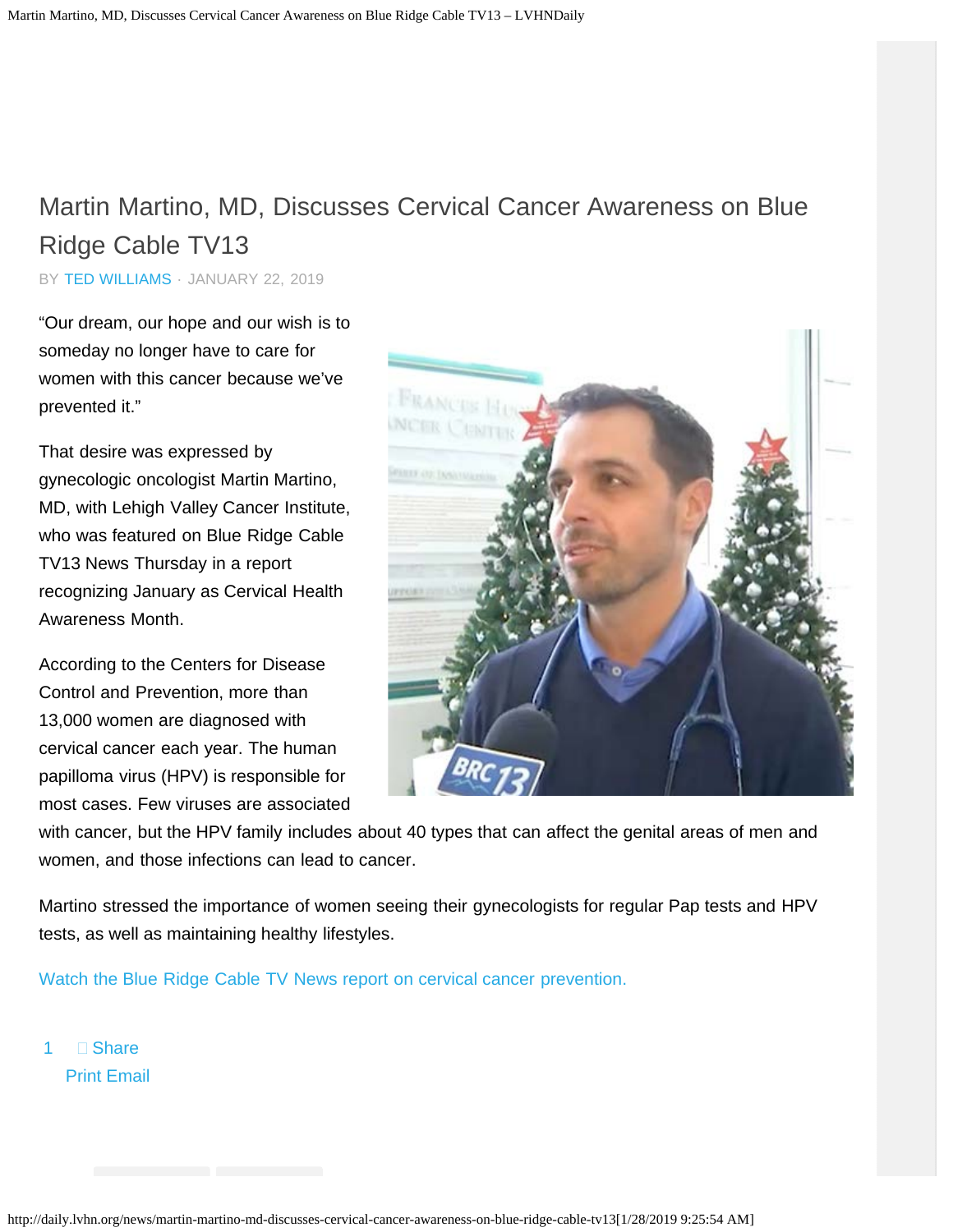# Martin Martino, MD, Discusses Cervical Cancer Awareness on Blue Ridge Cable TV13

BY TED WILLIAMS · JANUARY 22, 2019

"Our dream, our hope and our wish is to someday no longer have to care for women with this cancer because we've prevented it."

That desire was expressed by gynecologic oncologist Martin Martino, MD, with Lehigh Valley Cancer Institute, who was featured on Blue Ridge Cable TV13 News Thursday in a report recognizing January as Cervical Health Awareness Month.

According to the Centers for Disease Control and Prevention, more than 13,000 women are diagnosed with cervical cancer each year. The human papilloma virus (HPV) is responsible for most cases. Few viruses are associated with cancer, but the HPV family includes about 40 types that can affect the genital areas of men and women, and those infections can lead to cancer.

Martino stressed the importance of women seeing their gynecologists for regular Pap tests and HPV tests, as well as maintaining healthy lifestyles.

Watch the Blue Ridge Cable TV News report on cervical cancer prevention.

1 Share

Print Email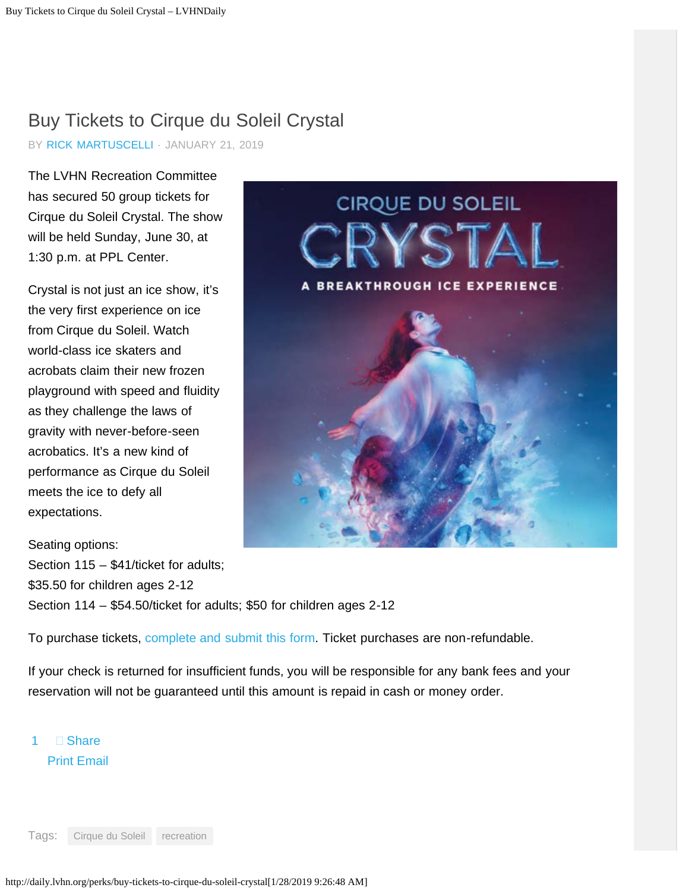# Buy Tickets to Cirque du Soleil Crystal

BY RICK MARTUSCELLI · JANUARY 21, 2019

The LVHN Recreation Committee has secured 50 group tickets for Cirque du Soleil Crystal. The show will be held Sunday, June 30, at 1:30 p.m. at PPL Center.

Crystal is not just an ice show, it's the very first experience on ice from Cirque du Soleil. Watch world-class ice skaters and acrobats claim their new frozen playground with speed and fluidity as they challenge the laws of gravity with never-before-seen acrobatics. It's a new kind of performance as Cirque du Soleil meets the ice to defy all expectations.

Seating options:
Section 115 – $41/ticket for adults; $35.50 for children ages 2-12
Section 114 – $54.50/ticket for adults; $50 for children ages 2-12

To purchase tickets, complete and submit this form. Ticket purchases are non-refundable.

If your check is returned for insufficient funds, you will be responsible for any bank fees and your reservation will not be guaranteed until this amount is repaid in cash or money order.

1 Share
Print Email

Tags: Cirque du Soleil recreation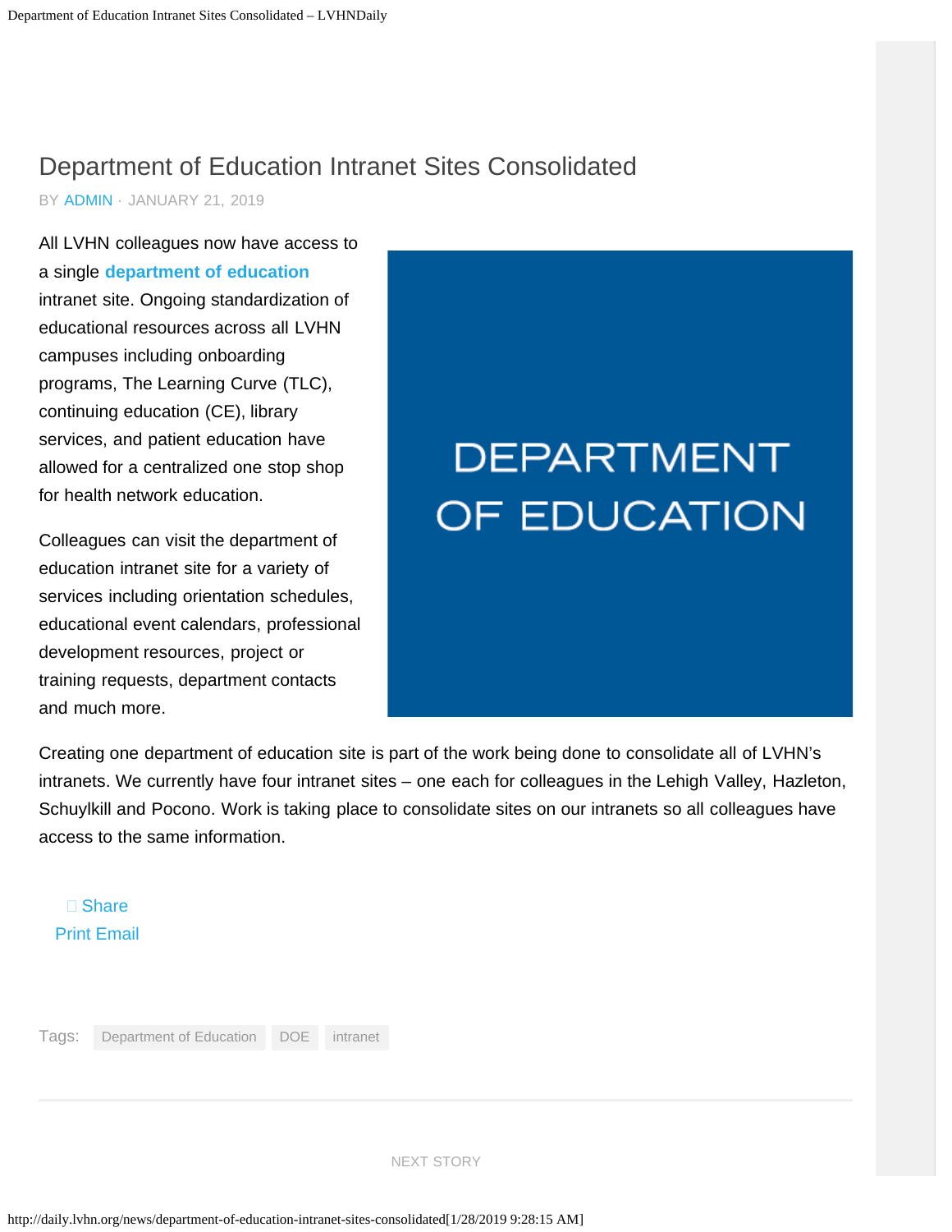# Department of Education Intranet Sites Consolidated

BY ADMIN · JANUARY 21, 2019

All LVHN colleagues now have access to a single **department of education** intranet site. Ongoing standardization of educational resources across all LVHN campuses including onboarding programs, The Learning Curve (TLC), continuing education (CE), library services, and patient education have allowed for a centralized one stop shop for health network education.

DEPARTMENT OF EDUCATION

Colleagues can visit the department of education intranet site for a variety of services including orientation schedules, educational event calendars, professional development resources, project or training requests, department contacts and much more.

Creating one department of education site is part of the work being done to consolidate all of LVHN's intranets. We currently have four intranet sites – one each for colleagues in the Lehigh Valley, Hazleton, Schuylkill and Pocono. Work is taking place to consolidate sites on our intranets so all colleagues have access to the same information.

Share
Print Email

Tags: Department of Education DOE intranet

NEXT STORY